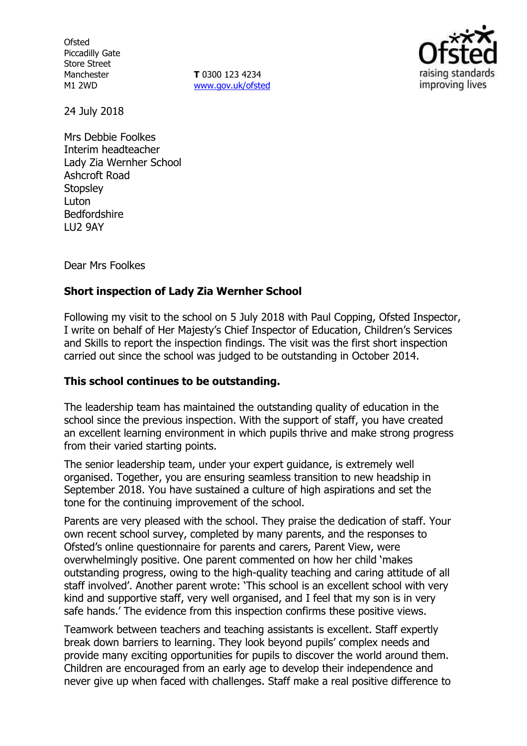Ofsted
Piccadilly Gate
Store Street
Manchester
M1 2WD

**T** 0300 123 4234
www.gov.uk/ofsted

24 July 2018

Mrs Debbie Foolkes
Interim headteacher
Lady Zia Wernher School
Ashcroft Road
Stopsley
Luton
Bedfordshire
LU2 9AY

Dear Mrs Foolkes

**Short inspection of Lady Zia Wernher School**

Following my visit to the school on 5 July 2018 with Paul Copping, Ofsted Inspector, I write on behalf of Her Majesty's Chief Inspector of Education, Children's Services and Skills to report the inspection findings. The visit was the first short inspection carried out since the school was judged to be outstanding in October 2014.

**This school continues to be outstanding.**

The leadership team has maintained the outstanding quality of education in the school since the previous inspection. With the support of staff, you have created an excellent learning environment in which pupils thrive and make strong progress from their varied starting points.

The senior leadership team, under your expert guidance, is extremely well organised. Together, you are ensuring seamless transition to new headship in September 2018. You have sustained a culture of high aspirations and set the tone for the continuing improvement of the school.

Parents are very pleased with the school. They praise the dedication of staff. Your own recent school survey, completed by many parents, and the responses to Ofsted's online questionnaire for parents and carers, Parent View, were overwhelmingly positive. One parent commented on how her child 'makes outstanding progress, owing to the high-quality teaching and caring attitude of all staff involved'. Another parent wrote: 'This school is an excellent school with very kind and supportive staff, very well organised, and I feel that my son is in very safe hands.' The evidence from this inspection confirms these positive views.

Teamwork between teachers and teaching assistants is excellent. Staff expertly break down barriers to learning. They look beyond pupils' complex needs and provide many exciting opportunities for pupils to discover the world around them. Children are encouraged from an early age to develop their independence and never give up when faced with challenges. Staff make a real positive difference to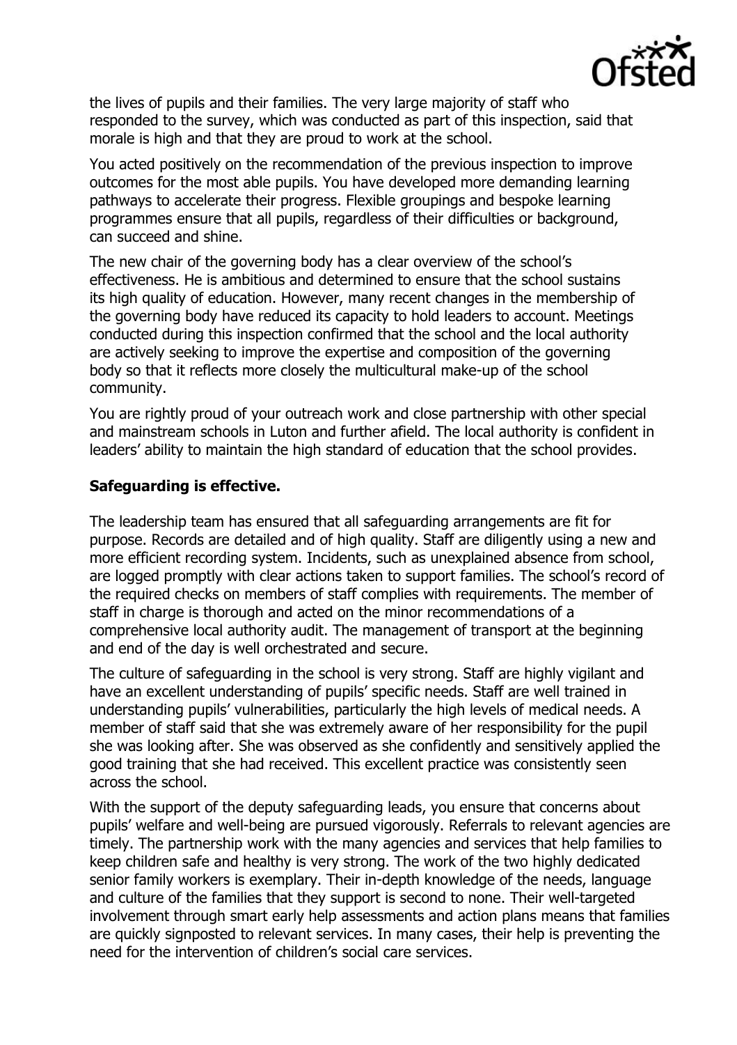the lives of pupils and their families. The very large majority of staff who responded to the survey, which was conducted as part of this inspection, said that morale is high and that they are proud to work at the school.

You acted positively on the recommendation of the previous inspection to improve outcomes for the most able pupils. You have developed more demanding learning pathways to accelerate their progress. Flexible groupings and bespoke learning programmes ensure that all pupils, regardless of their difficulties or background, can succeed and shine.

The new chair of the governing body has a clear overview of the school's effectiveness. He is ambitious and determined to ensure that the school sustains its high quality of education. However, many recent changes in the membership of the governing body have reduced its capacity to hold leaders to account. Meetings conducted during this inspection confirmed that the school and the local authority are actively seeking to improve the expertise and composition of the governing body so that it reflects more closely the multicultural make-up of the school community.

You are rightly proud of your outreach work and close partnership with other special and mainstream schools in Luton and further afield. The local authority is confident in leaders' ability to maintain the high standard of education that the school provides.

**Safeguarding is effective.**

The leadership team has ensured that all safeguarding arrangements are fit for purpose. Records are detailed and of high quality. Staff are diligently using a new and more efficient recording system. Incidents, such as unexplained absence from school, are logged promptly with clear actions taken to support families. The school's record of the required checks on members of staff complies with requirements. The member of staff in charge is thorough and acted on the minor recommendations of a comprehensive local authority audit. The management of transport at the beginning and end of the day is well orchestrated and secure.

The culture of safeguarding in the school is very strong. Staff are highly vigilant and have an excellent understanding of pupils' specific needs. Staff are well trained in understanding pupils' vulnerabilities, particularly the high levels of medical needs. A member of staff said that she was extremely aware of her responsibility for the pupil she was looking after. She was observed as she confidently and sensitively applied the good training that she had received. This excellent practice was consistently seen across the school.

With the support of the deputy safeguarding leads, you ensure that concerns about pupils' welfare and well-being are pursued vigorously. Referrals to relevant agencies are timely. The partnership work with the many agencies and services that help families to keep children safe and healthy is very strong. The work of the two highly dedicated senior family workers is exemplary. Their in-depth knowledge of the needs, language and culture of the families that they support is second to none. Their well-targeted involvement through smart early help assessments and action plans means that families are quickly signposted to relevant services. In many cases, their help is preventing the need for the intervention of children's social care services.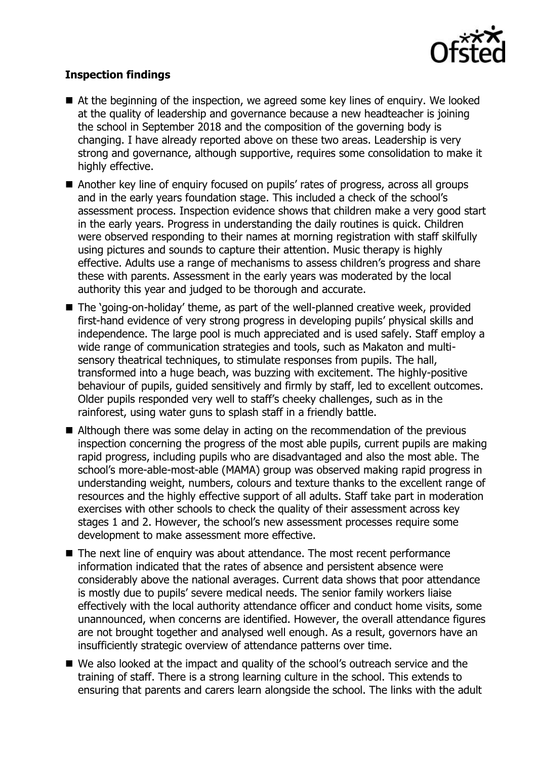**Inspection findings**

- At the beginning of the inspection, we agreed some key lines of enquiry. We looked at the quality of leadership and governance because a new headteacher is joining the school in September 2018 and the composition of the governing body is changing. I have already reported above on these two areas. Leadership is very strong and governance, although supportive, requires some consolidation to make it highly effective.
- Another key line of enquiry focused on pupils' rates of progress, across all groups and in the early years foundation stage. This included a check of the school's assessment process. Inspection evidence shows that children make a very good start in the early years. Progress in understanding the daily routines is quick. Children were observed responding to their names at morning registration with staff skilfully using pictures and sounds to capture their attention. Music therapy is highly effective. Adults use a range of mechanisms to assess children's progress and share these with parents. Assessment in the early years was moderated by the local authority this year and judged to be thorough and accurate.
- The 'going-on-holiday' theme, as part of the well-planned creative week, provided first-hand evidence of very strong progress in developing pupils' physical skills and independence. The large pool is much appreciated and is used safely. Staff employ a wide range of communication strategies and tools, such as Makaton and multi-sensory theatrical techniques, to stimulate responses from pupils. The hall, transformed into a huge beach, was buzzing with excitement. The highly-positive behaviour of pupils, guided sensitively and firmly by staff, led to excellent outcomes. Older pupils responded very well to staff's cheeky challenges, such as in the rainforest, using water guns to splash staff in a friendly battle.
- Although there was some delay in acting on the recommendation of the previous inspection concerning the progress of the most able pupils, current pupils are making rapid progress, including pupils who are disadvantaged and also the most able. The school's more-able-most-able (MAMA) group was observed making rapid progress in understanding weight, numbers, colours and texture thanks to the excellent range of resources and the highly effective support of all adults. Staff take part in moderation exercises with other schools to check the quality of their assessment across key stages 1 and 2. However, the school's new assessment processes require some development to make assessment more effective.
- The next line of enquiry was about attendance. The most recent performance information indicated that the rates of absence and persistent absence were considerably above the national averages. Current data shows that poor attendance is mostly due to pupils' severe medical needs. The senior family workers liaise effectively with the local authority attendance officer and conduct home visits, some unannounced, when concerns are identified. However, the overall attendance figures are not brought together and analysed well enough. As a result, governors have an insufficiently strategic overview of attendance patterns over time.
- We also looked at the impact and quality of the school's outreach service and the training of staff. There is a strong learning culture in the school. This extends to ensuring that parents and carers learn alongside the school. The links with the adult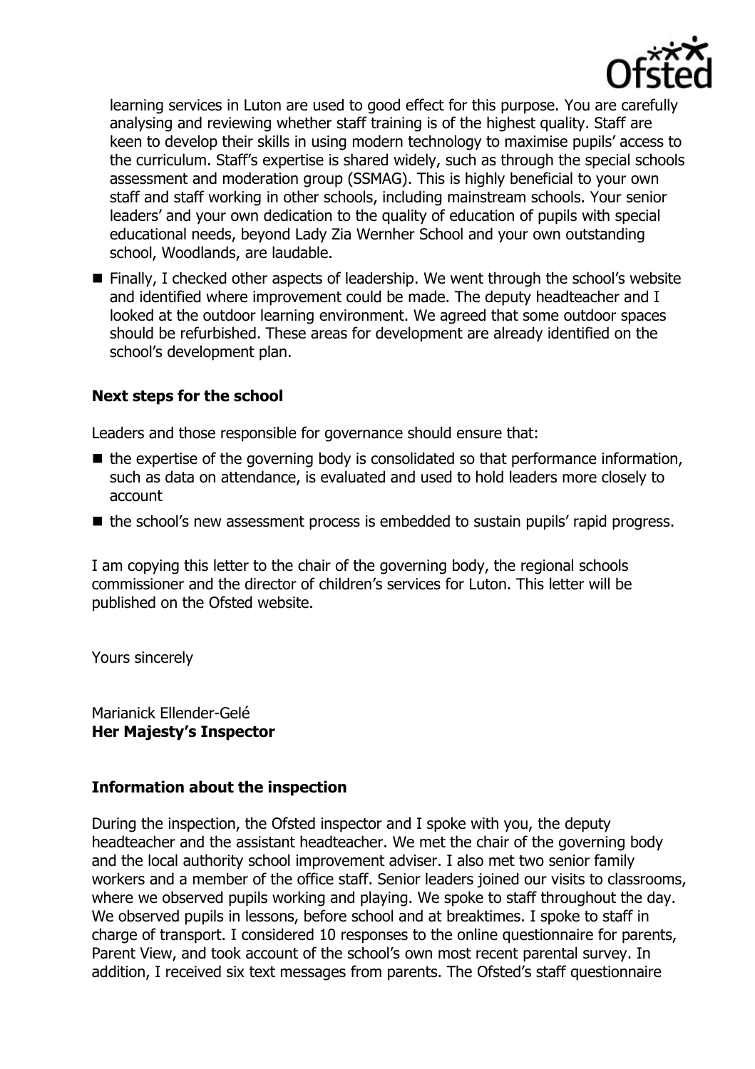learning services in Luton are used to good effect for this purpose. You are carefully analysing and reviewing whether staff training is of the highest quality. Staff are keen to develop their skills in using modern technology to maximise pupils' access to the curriculum. Staff's expertise is shared widely, such as through the special schools assessment and moderation group (SSMAG). This is highly beneficial to your own staff and staff working in other schools, including mainstream schools. Your senior leaders' and your own dedication to the quality of education of pupils with special educational needs, beyond Lady Zia Wernher School and your own outstanding school, Woodlands, are laudable.

- Finally, I checked other aspects of leadership. We went through the school's website and identified where improvement could be made. The deputy headteacher and I looked at the outdoor learning environment. We agreed that some outdoor spaces should be refurbished. These areas for development are already identified on the school's development plan.

### Next steps for the school

Leaders and those responsible for governance should ensure that:

- the expertise of the governing body is consolidated so that performance information, such as data on attendance, is evaluated and used to hold leaders more closely to account
- the school's new assessment process is embedded to sustain pupils' rapid progress.

I am copying this letter to the chair of the governing body, the regional schools commissioner and the director of children's services for Luton. This letter will be published on the Ofsted website.

Yours sincerely

Marianick Ellender-Gelé
**Her Majesty's Inspector**

### Information about the inspection

During the inspection, the Ofsted inspector and I spoke with you, the deputy headteacher and the assistant headteacher. We met the chair of the governing body and the local authority school improvement adviser. I also met two senior family workers and a member of the office staff. Senior leaders joined our visits to classrooms, where we observed pupils working and playing. We spoke to staff throughout the day. We observed pupils in lessons, before school and at breaktimes. I spoke to staff in charge of transport. I considered 10 responses to the online questionnaire for parents, Parent View, and took account of the school's own most recent parental survey. In addition, I received six text messages from parents. The Ofsted's staff questionnaire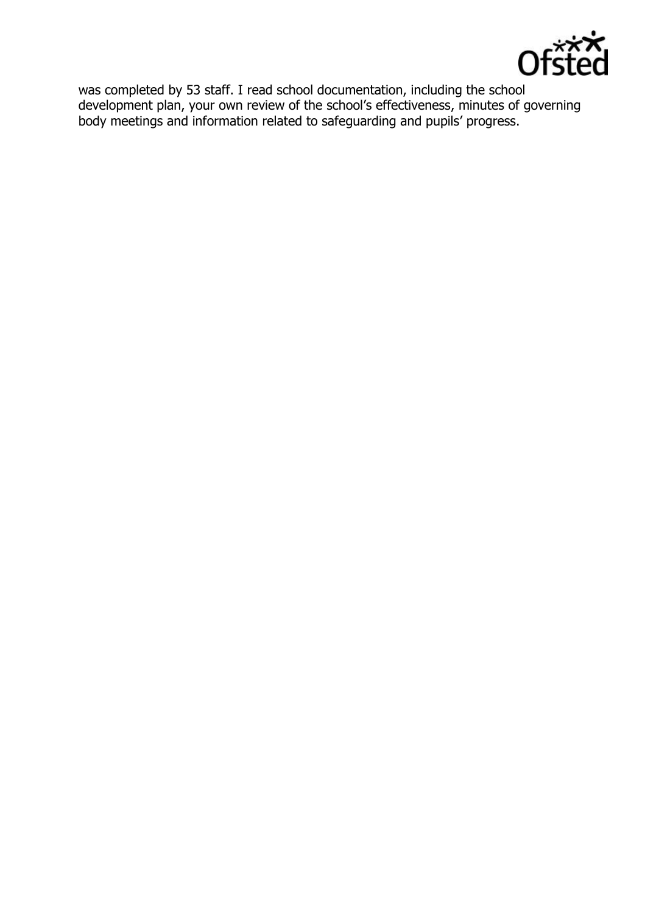was completed by 53 staff. I read school documentation, including the school development plan, your own review of the school's effectiveness, minutes of governing body meetings and information related to safeguarding and pupils' progress.